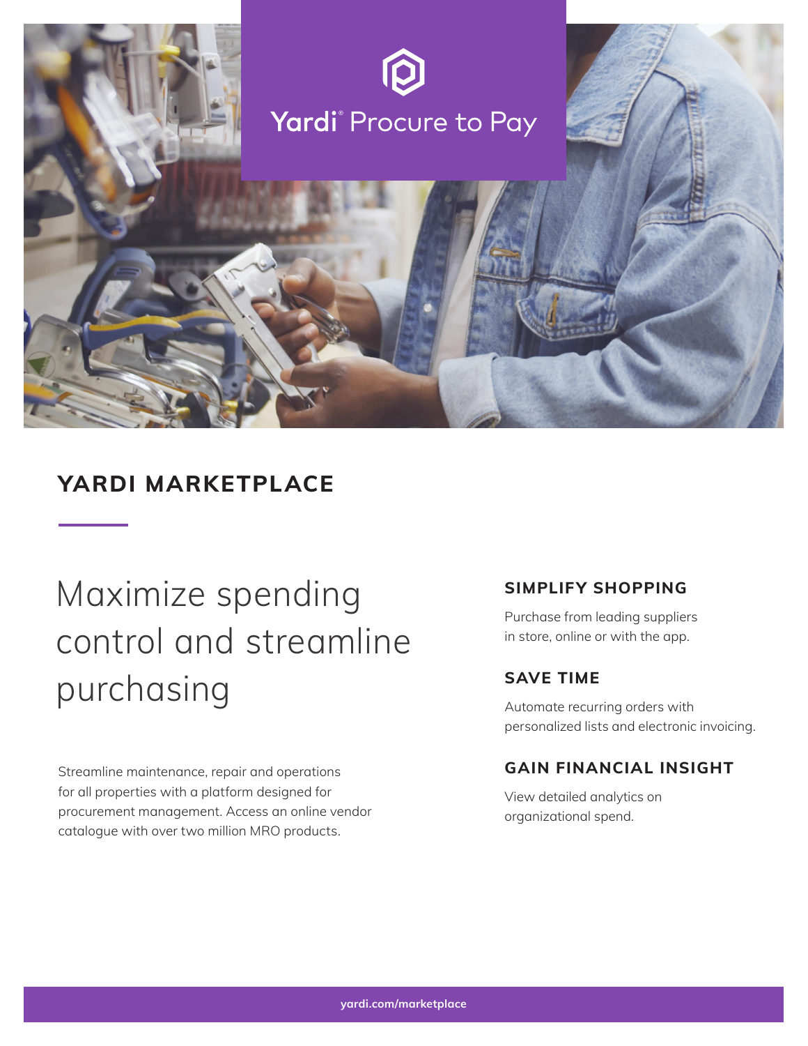Yardi® Procure to Pay

## YARDI MARKETPLACE

# Maximize spending control and streamline purchasing

Streamline maintenance, repair and operations for all properties with a platform designed for procurement management. Access an online vendor catalogue with over two million MRO products.

### SIMPLIFY SHOPPING

Purchase from leading suppliers in store, online or with the app.

### SAVE TIME

Automate recurring orders with personalized lists and electronic invoicing.

### GAIN FINANCIAL INSIGHT

View detailed analytics on organizational spend.

yardi.com/marketplace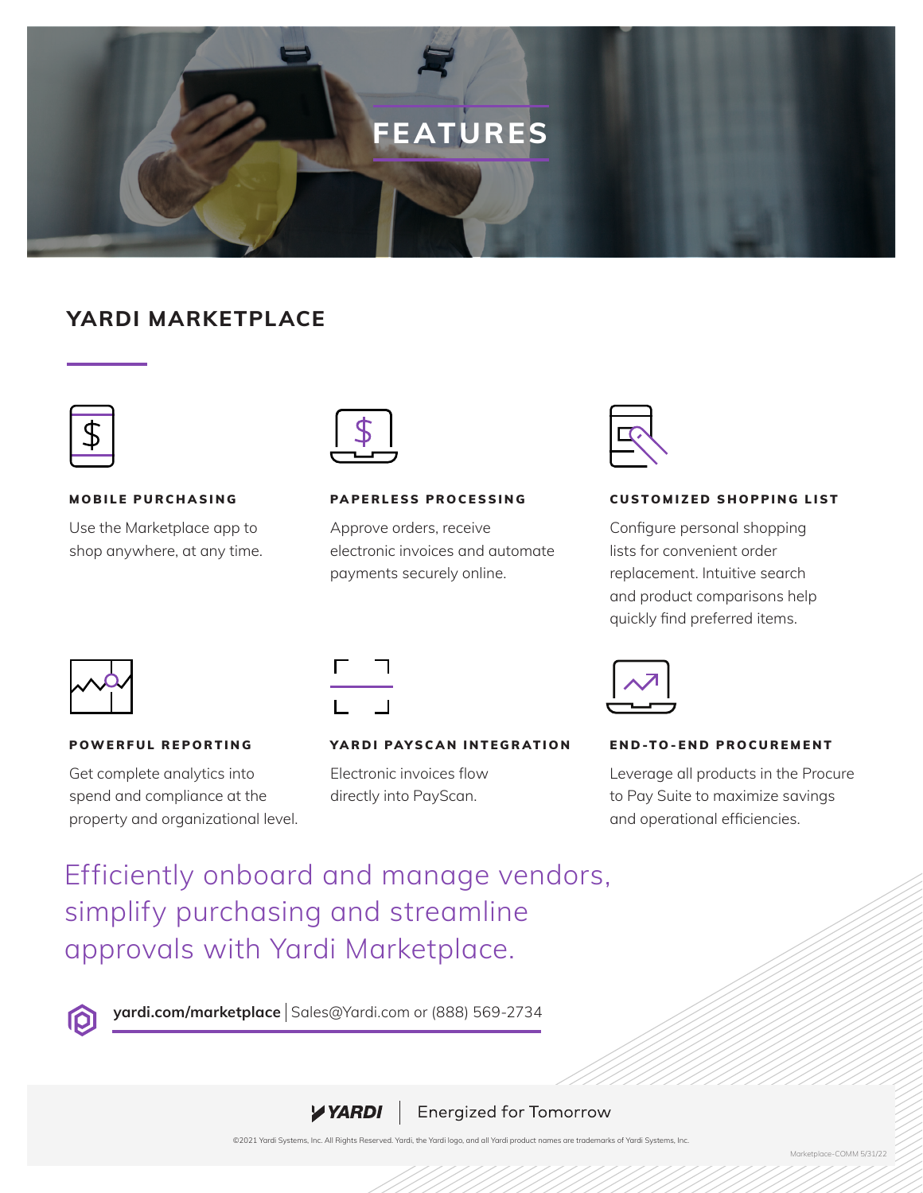# FEATURES

## YARDI MARKETPLACE

#### MOBILE PURCHASING

Use the Marketplace app to shop anywhere, at any time.

#### PAPERLESS PROCESSING

Approve orders, receive electronic invoices and automate payments securely online.

#### CUSTOMIZED SHOPPING LIST

Configure personal shopping lists for convenient order replacement. Intuitive search and product comparisons help quickly find preferred items.

#### POWERFUL REPORTING

Get complete analytics into spend and compliance at the property and organizational level.

#### YARDI PAYSCAN INTEGRATION

Electronic invoices flow directly into PayScan.

#### END-TO-END PROCUREMENT

Leverage all products in the Procure to Pay Suite to maximize savings and operational efficiencies.

Efficiently onboard and manage vendors, simplify purchasing and streamline approvals with Yardi Marketplace.

**yardi.com/marketplace** | Sales@Yardi.com or (888) 569-2734

YARDI | Energized for Tomorrow

©2021 Yardi Systems, Inc. All Rights Reserved. Yardi, the Yardi logo, and all Yardi product names are trademarks of Yardi Systems, Inc.

Marketplace-COMM 5/31/22